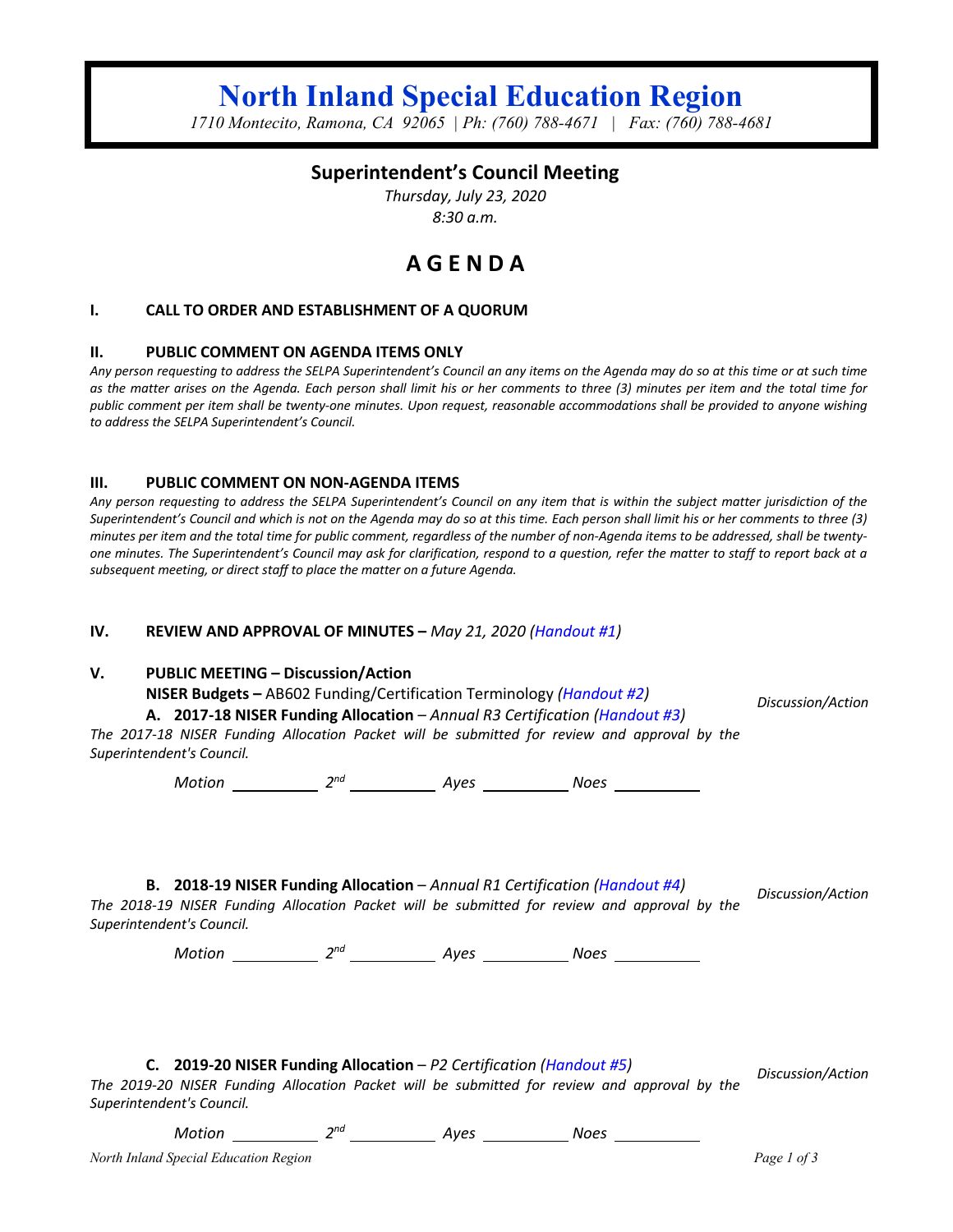# North Inland Special Education Region

*1710 Montecito, Ramona, CA 92065 | Ph: (760) 788-4671 | Fax: (760) 788-4681*

## Superintendent's Council Meeting

*Thursday, July 23, 2020*
*8:30 a.m.*

# AGENDA

### I. CALL TO ORDER AND ESTABLISHMENT OF A QUORUM

### II. PUBLIC COMMENT ON AGENDA ITEMS ONLY

*Any person requesting to address the SELPA Superintendent's Council an any items on the Agenda may do so at this time or at such time as the matter arises on the Agenda. Each person shall limit his or her comments to three (3) minutes per item and the total time for public comment per item shall be twenty-one minutes. Upon request, reasonable accommodations shall be provided to anyone wishing to address the SELPA Superintendent's Council.*

### III. PUBLIC COMMENT ON NON-AGENDA ITEMS

*Any person requesting to address the SELPA Superintendent's Council on any item that is within the subject matter jurisdiction of the Superintendent's Council and which is not on the Agenda may do so at this time. Each person shall limit his or her comments to three (3) minutes per item and the total time for public comment, regardless of the number of non-Agenda items to be addressed, shall be twenty-one minutes. The Superintendent's Council may ask for clarification, respond to a question, refer the matter to staff to report back at a subsequent meeting, or direct staff to place the matter on a future Agenda.*

### IV. REVIEW AND APPROVAL OF MINUTES – *May 21, 2020 (Handout #1)*

### V. PUBLIC MEETING – Discussion/Action

**NISER Budgets –** AB602 Funding/Certification Terminology *(Handout #2)*

**A. 2017-18 NISER Funding Allocation** – *Annual R3 Certification (Handout #3)* *Discussion/Action*

*The 2017-18 NISER Funding Allocation Packet will be submitted for review and approval by the Superintendent's Council.*

*Motion* ________ *2nd* ________ *Ayes* ________ *Noes* ________

**B. 2018-19 NISER Funding Allocation** – *Annual R1 Certification (Handout #4)* *Discussion/Action*

*The 2018-19 NISER Funding Allocation Packet will be submitted for review and approval by the Superintendent's Council.*

*Motion* ________ *2nd* ________ *Ayes* ________ *Noes* ________

**C. 2019-20 NISER Funding Allocation** – *P2 Certification (Handout #5)* *Discussion/Action*

*The 2019-20 NISER Funding Allocation Packet will be submitted for review and approval by the Superintendent's Council.*

*Motion* ________ *2nd* ________ *Ayes* ________ *Noes* ________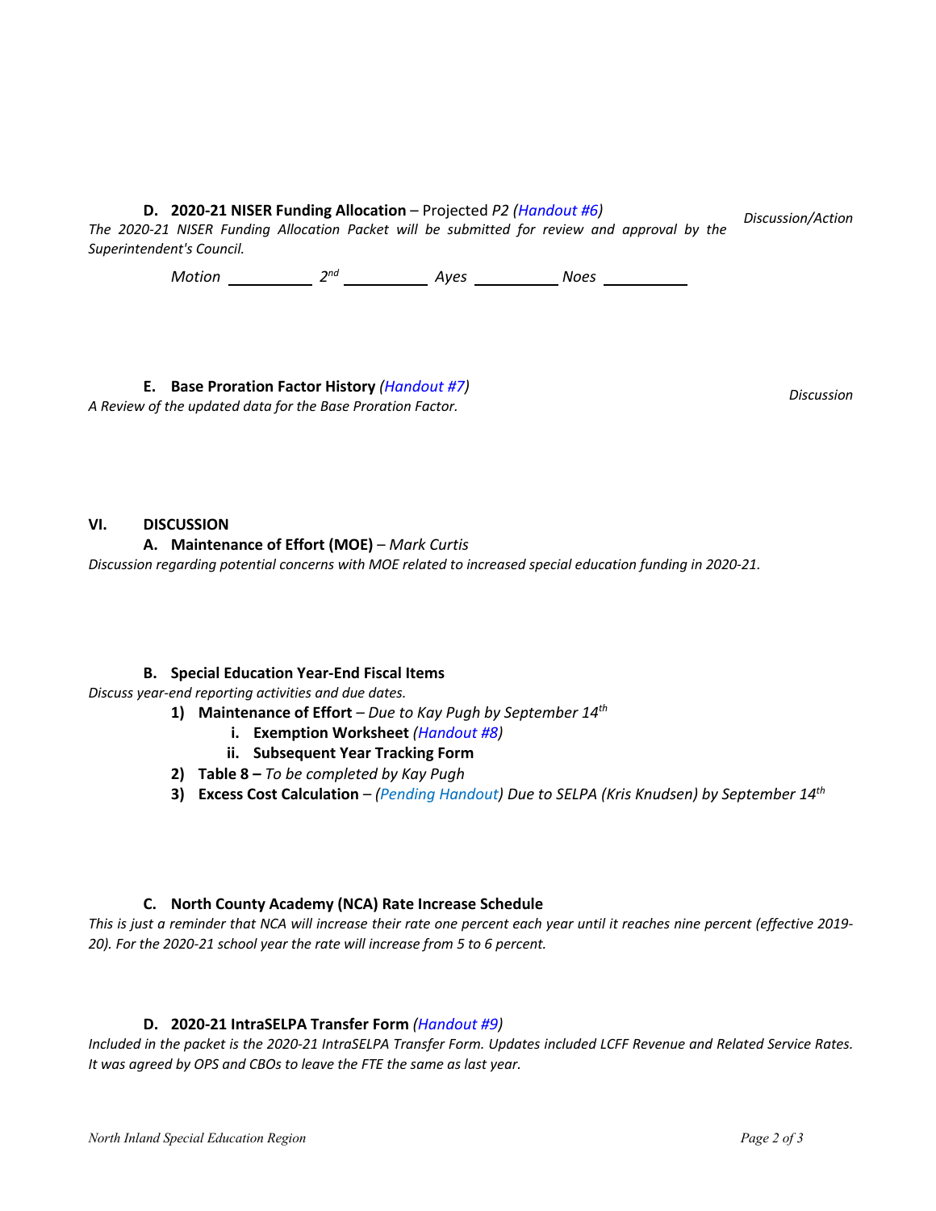**D. 2020-21 NISER Funding Allocation** – Projected *P2 (Handout #6)* *Discussion/Action*

*The 2020-21 NISER Funding Allocation Packet will be submitted for review and approval by the Superintendent's Council.*

*Motion* \_\_\_\_\_\_\_\_\_\_ *2nd* \_\_\_\_\_\_\_\_\_\_ *Ayes* \_\_\_\_\_\_\_\_\_\_ *Noes* \_\_\_\_\_\_\_\_\_\_

**E. Base Proration Factor History** *(Handout #7)* *Discussion*

*A Review of the updated data for the Base Proration Factor.*

## VI. DISCUSSION

**A. Maintenance of Effort (MOE)** – *Mark Curtis*

*Discussion regarding potential concerns with MOE related to increased special education funding in 2020-21.*

**B. Special Education Year-End Fiscal Items**

*Discuss year-end reporting activities and due dates.*

1) **Maintenance of Effort** – *Due to Kay Pugh by September 14th*
   i. **Exemption Worksheet** *(Handout #8)*
   ii. **Subsequent Year Tracking Form**
2) **Table 8 –** *To be completed by Kay Pugh*
3) **Excess Cost Calculation** – *(Pending Handout) Due to SELPA (Kris Knudsen) by September 14th*

**C. North County Academy (NCA) Rate Increase Schedule**

*This is just a reminder that NCA will increase their rate one percent each year until it reaches nine percent (effective 2019-20). For the 2020-21 school year the rate will increase from 5 to 6 percent.*

**D. 2020-21 IntraSELPA Transfer Form** *(Handout #9)*

*Included in the packet is the 2020-21 IntraSELPA Transfer Form. Updates included LCFF Revenue and Related Service Rates. It was agreed by OPS and CBOs to leave the FTE the same as last year.*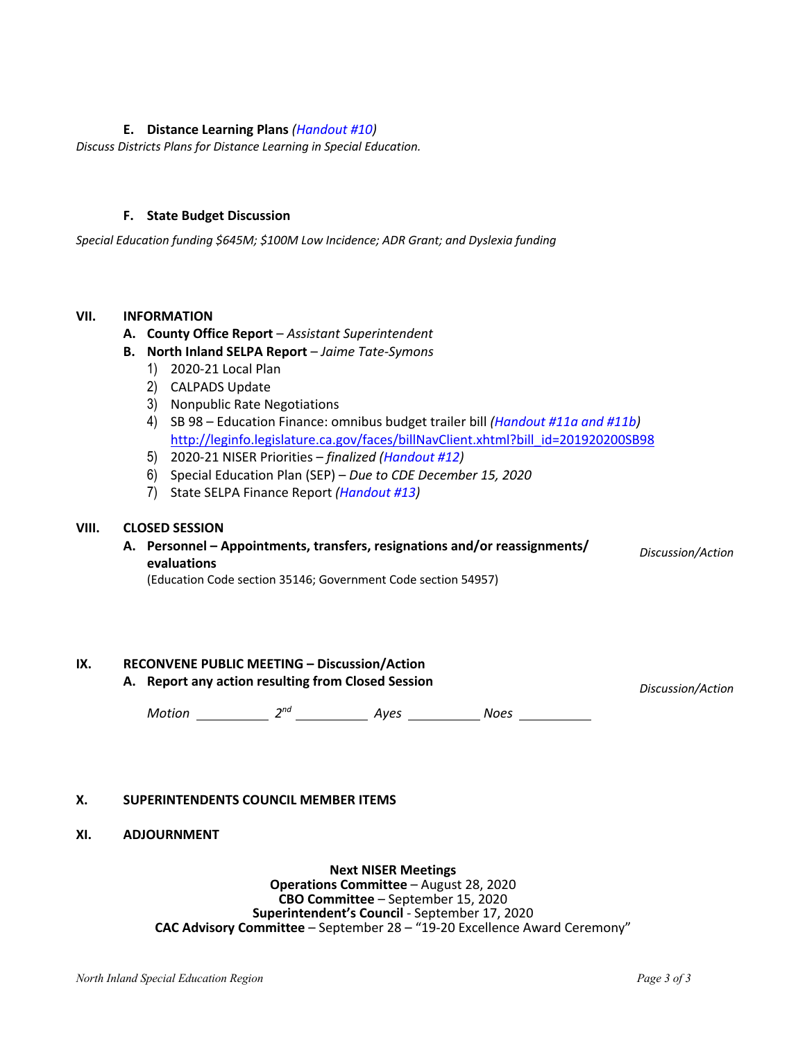**E. Distance Learning Plans** *(Handout #10)*

*Discuss Districts Plans for Distance Learning in Special Education.*

**F. State Budget Discussion**

*Special Education funding $645M; $100M Low Incidence; ADR Grant; and Dyslexia funding*

## VII. INFORMATION

**A. County Office Report** – *Assistant Superintendent*

**B. North Inland SELPA Report** – *Jaime Tate-Symons*

1) 2020-21 Local Plan
2) CALPADS Update
3) Nonpublic Rate Negotiations
4) SB 98 – Education Finance: omnibus budget trailer bill *(Handout #11a and #11b)* http://leginfo.legislature.ca.gov/faces/billNavClient.xhtml?bill_id=201920200SB98
5) 2020-21 NISER Priorities – *finalized (Handout #12)*
6) Special Education Plan (SEP) – *Due to CDE December 15, 2020*
7) State SELPA Finance Report *(Handout #13)*

## VIII. CLOSED SESSION

**A. Personnel – Appointments, transfers, resignations and/or reassignments/ evaluations** *Discussion/Action*

(Education Code section 35146; Government Code section 54957)

## IX. RECONVENE PUBLIC MEETING – Discussion/Action

**A. Report any action resulting from Closed Session** *Discussion/Action*

*Motion* \_\_\_\_\_\_\_\_\_\_ *2nd* \_\_\_\_\_\_\_\_\_\_ *Ayes* \_\_\_\_\_\_\_\_\_\_ *Noes* \_\_\_\_\_\_\_\_\_\_

## X. SUPERINTENDENTS COUNCIL MEMBER ITEMS

## XI. ADJOURNMENT

**Next NISER Meetings**

**Operations Committee** – August 28, 2020

**CBO Committee** – September 15, 2020

**Superintendent's Council** - September 17, 2020

**CAC Advisory Committee** – September 28 – "19-20 Excellence Award Ceremony"